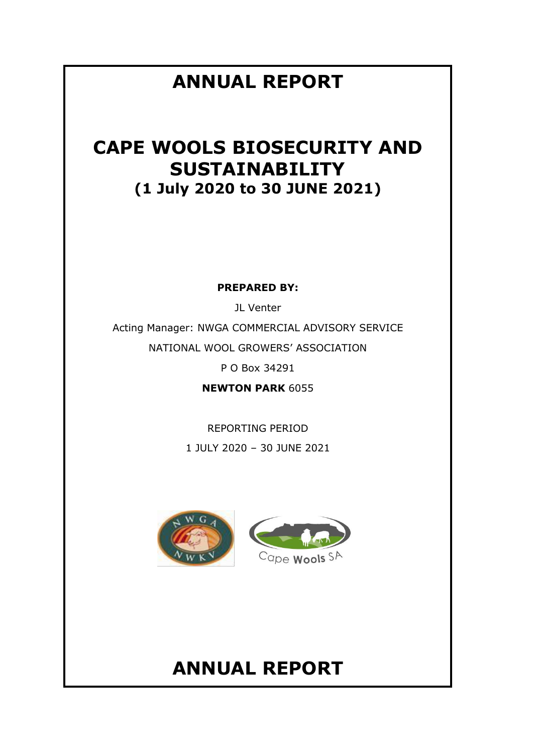# ANNUAL REPORT

# CAPE WOOLS BIOSECURITY AND SUSTAINABILITY

## (1 July 2020 to 30 JUNE 2021)

**PREPARED BY:**

JL Venter

Acting Manager: NWGA COMMERCIAL ADVISORY SERVICE

NATIONAL WOOL GROWERS' ASSOCIATION

P O Box 34291

**NEWTON PARK** 6055

REPORTING PERIOD

1 JULY 2020 – 30 JUNE 2021

NWGA NWKV

Cape Wools SA

# ANNUAL REPORT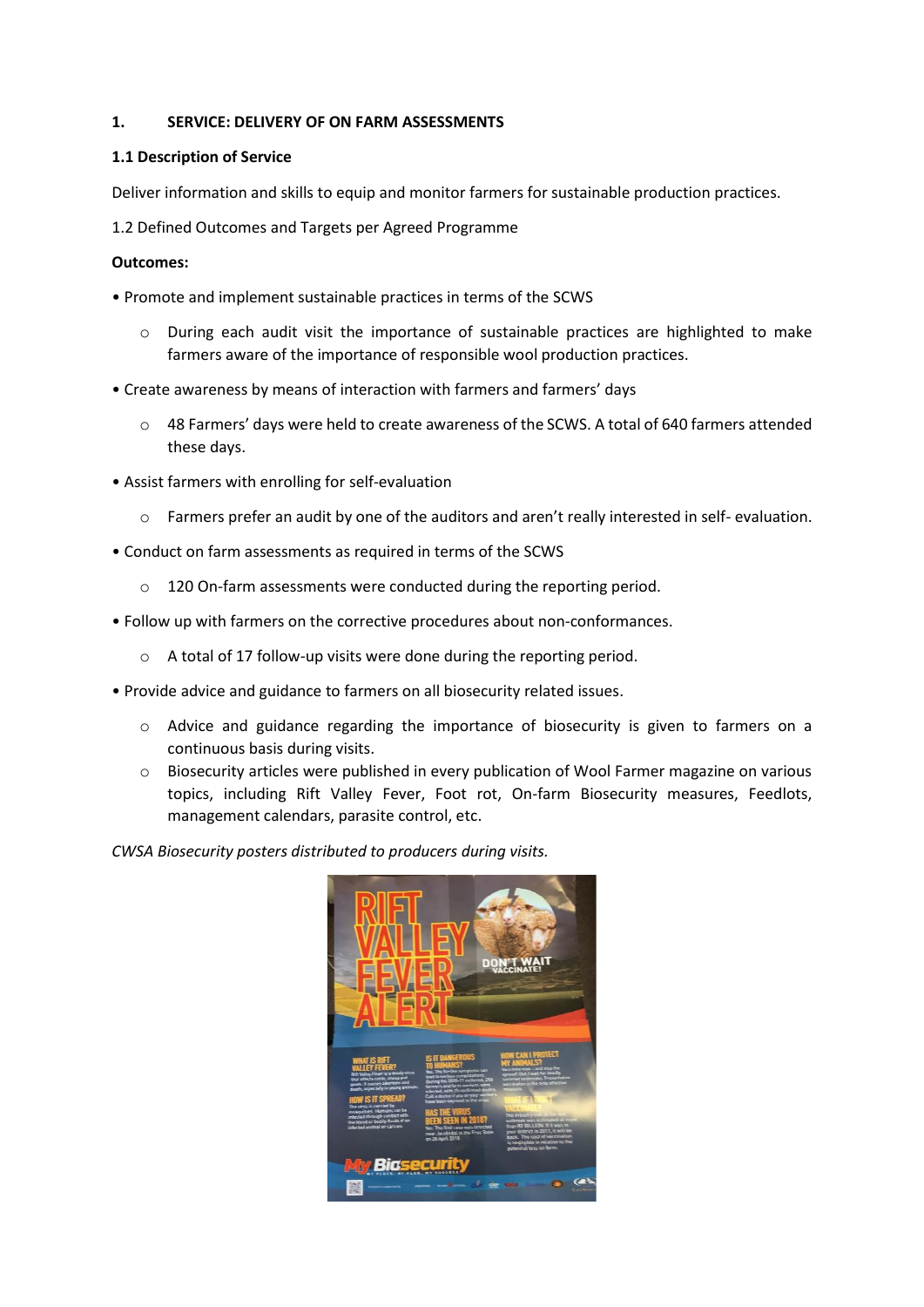## 1. SERVICE: DELIVERY OF ON FARM ASSESSMENTS

### 1.1 Description of Service

Deliver information and skills to equip and monitor farmers for sustainable production practices.

1.2 Defined Outcomes and Targets per Agreed Programme

**Outcomes:**

- Promote and implement sustainable practices in terms of the SCWS
  - During each audit visit the importance of sustainable practices are highlighted to make farmers aware of the importance of responsible wool production practices.
- Create awareness by means of interaction with farmers and farmers' days
  - 48 Farmers' days were held to create awareness of the SCWS. A total of 640 farmers attended these days.
- Assist farmers with enrolling for self-evaluation
  - Farmers prefer an audit by one of the auditors and aren't really interested in self- evaluation.
- Conduct on farm assessments as required in terms of the SCWS
  - 120 On-farm assessments were conducted during the reporting period.
- Follow up with farmers on the corrective procedures about non-conformances.
  - A total of 17 follow-up visits were done during the reporting period.
- Provide advice and guidance to farmers on all biosecurity related issues.
  - Advice and guidance regarding the importance of biosecurity is given to farmers on a continuous basis during visits.
  - Biosecurity articles were published in every publication of Wool Farmer magazine on various topics, including Rift Valley Fever, Foot rot, On-farm Biosecurity measures, Feedlots, management calendars, parasite control, etc.

*CWSA Biosecurity posters distributed to producers during visits.*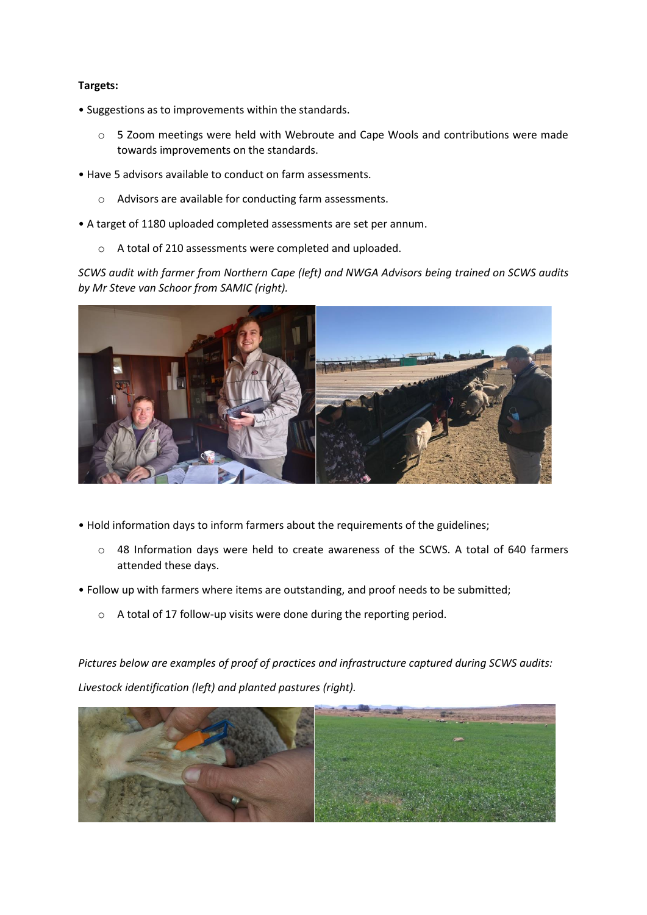**Targets:**

- Suggestions as to improvements within the standards.
  - 5 Zoom meetings were held with Webroute and Cape Wools and contributions were made towards improvements on the standards.
- Have 5 advisors available to conduct on farm assessments.
  - Advisors are available for conducting farm assessments.
- A target of 1180 uploaded completed assessments are set per annum.
  - A total of 210 assessments were completed and uploaded.

*SCWS audit with farmer from Northern Cape (left) and NWGA Advisors being trained on SCWS audits by Mr Steve van Schoor from SAMIC (right).*

- Hold information days to inform farmers about the requirements of the guidelines;
  - 48 Information days were held to create awareness of the SCWS. A total of 640 farmers attended these days.
- Follow up with farmers where items are outstanding, and proof needs to be submitted;
  - A total of 17 follow-up visits were done during the reporting period.

*Pictures below are examples of proof of practices and infrastructure captured during SCWS audits:*

*Livestock identification (left) and planted pastures (right).*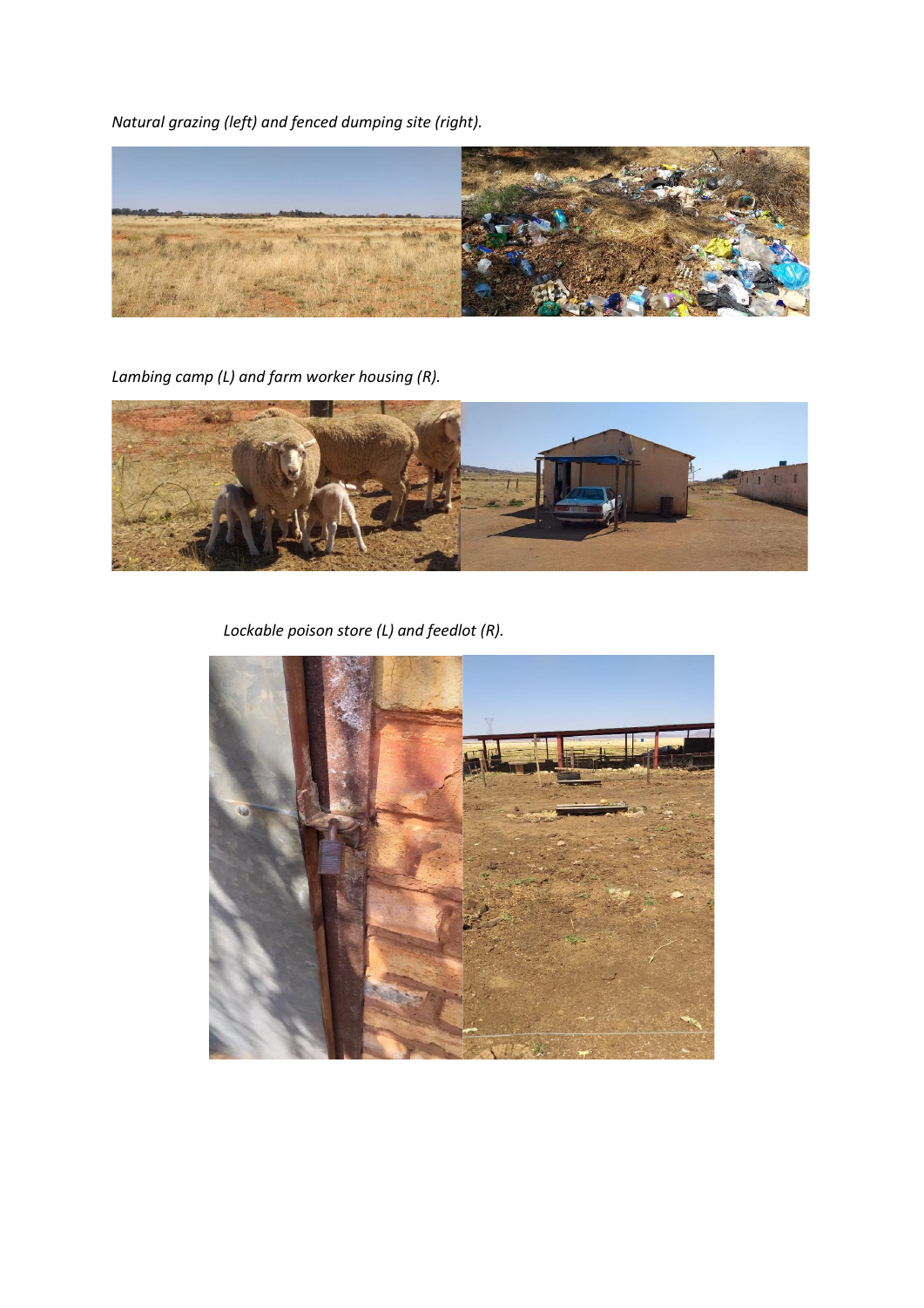*Natural grazing (left) and fenced dumping site (right).*

*Lambing camp (L) and farm worker housing (R).*

*Lockable poison store (L) and feedlot (R).*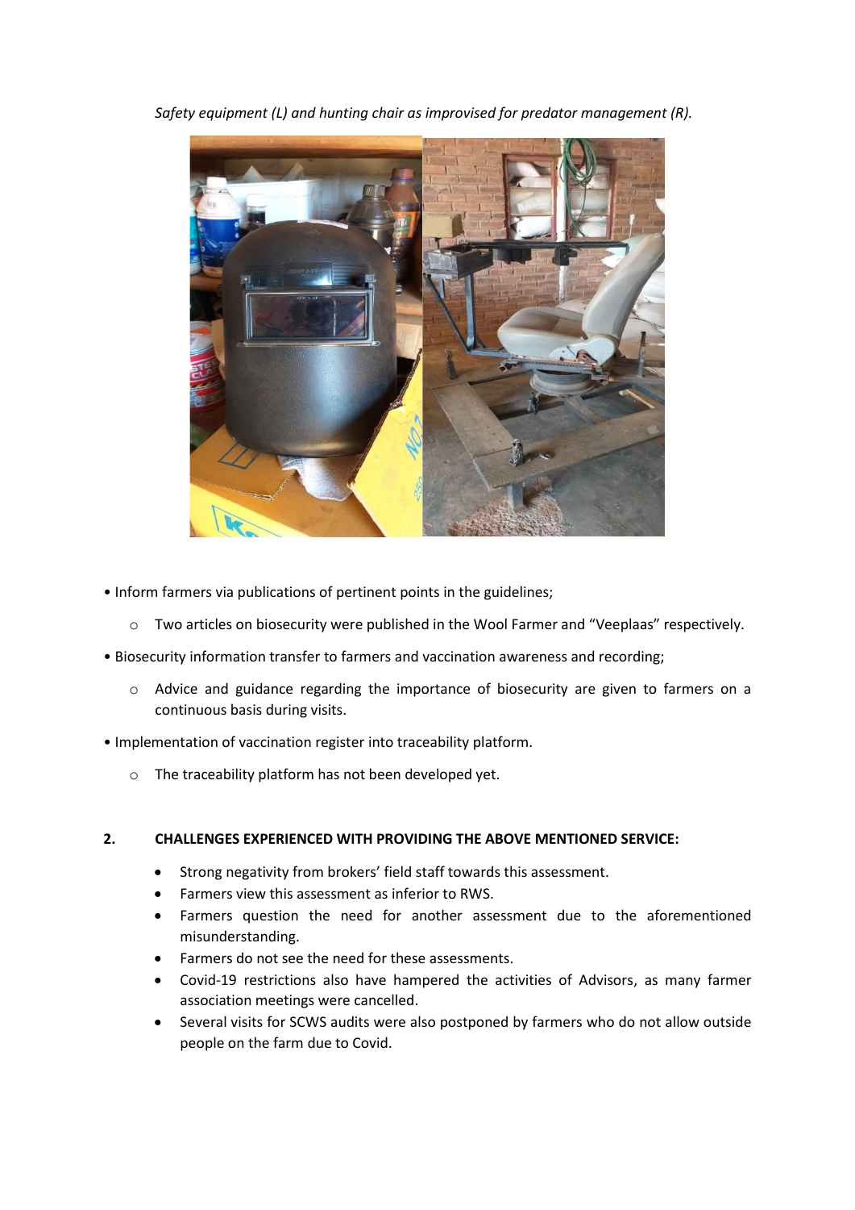*Safety equipment (L) and hunting chair as improvised for predator management (R).*

- Inform farmers via publications of pertinent points in the guidelines;
    - Two articles on biosecurity were published in the Wool Farmer and "Veeplaas" respectively.
- Biosecurity information transfer to farmers and vaccination awareness and recording;
    - Advice and guidance regarding the importance of biosecurity are given to farmers on a continuous basis during visits.
- Implementation of vaccination register into traceability platform.
    - The traceability platform has not been developed yet.

## 2. CHALLENGES EXPERIENCED WITH PROVIDING THE ABOVE MENTIONED SERVICE:

- Strong negativity from brokers' field staff towards this assessment.
- Farmers view this assessment as inferior to RWS.
- Farmers question the need for another assessment due to the aforementioned misunderstanding.
- Farmers do not see the need for these assessments.
- Covid-19 restrictions also have hampered the activities of Advisors, as many farmer association meetings were cancelled.
- Several visits for SCWS audits were also postponed by farmers who do not allow outside people on the farm due to Covid.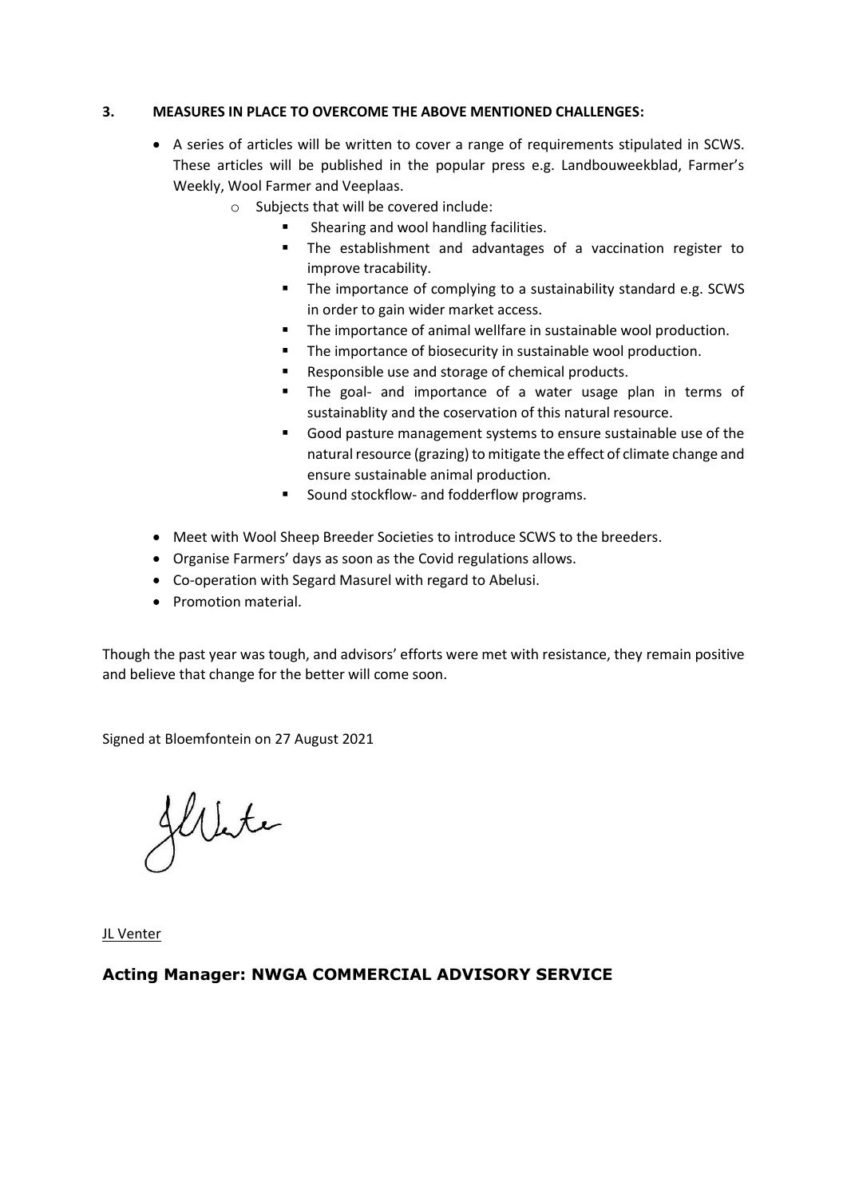## 3. MEASURES IN PLACE TO OVERCOME THE ABOVE MENTIONED CHALLENGES:

- A series of articles will be written to cover a range of requirements stipulated in SCWS. These articles will be published in the popular press e.g. Landbouweekblad, Farmer's Weekly, Wool Farmer and Veeplaas.
  - Subjects that will be covered include:
    - Shearing and wool handling facilities.
    - The establishment and advantages of a vaccination register to improve tracability.
    - The importance of complying to a sustainability standard e.g. SCWS in order to gain wider market access.
    - The importance of animal wellfare in sustainable wool production.
    - The importance of biosecurity in sustainable wool production.
    - Responsible use and storage of chemical products.
    - The goal- and importance of a water usage plan in terms of sustainablity and the coservation of this natural resource.
    - Good pasture management systems to ensure sustainable use of the natural resource (grazing) to mitigate the effect of climate change and ensure sustainable animal production.
    - Sound stockflow- and fodderflow programs.
- Meet with Wool Sheep Breeder Societies to introduce SCWS to the breeders.
- Organise Farmers' days as soon as the Covid regulations allows.
- Co-operation with Segard Masurel with regard to Abelusi.
- Promotion material.

Though the past year was tough, and advisors' efforts were met with resistance, they remain positive and believe that change for the better will come soon.

Signed at Bloemfontein on 27 August 2021

JL Venter

**Acting Manager: NWGA COMMERCIAL ADVISORY SERVICE**